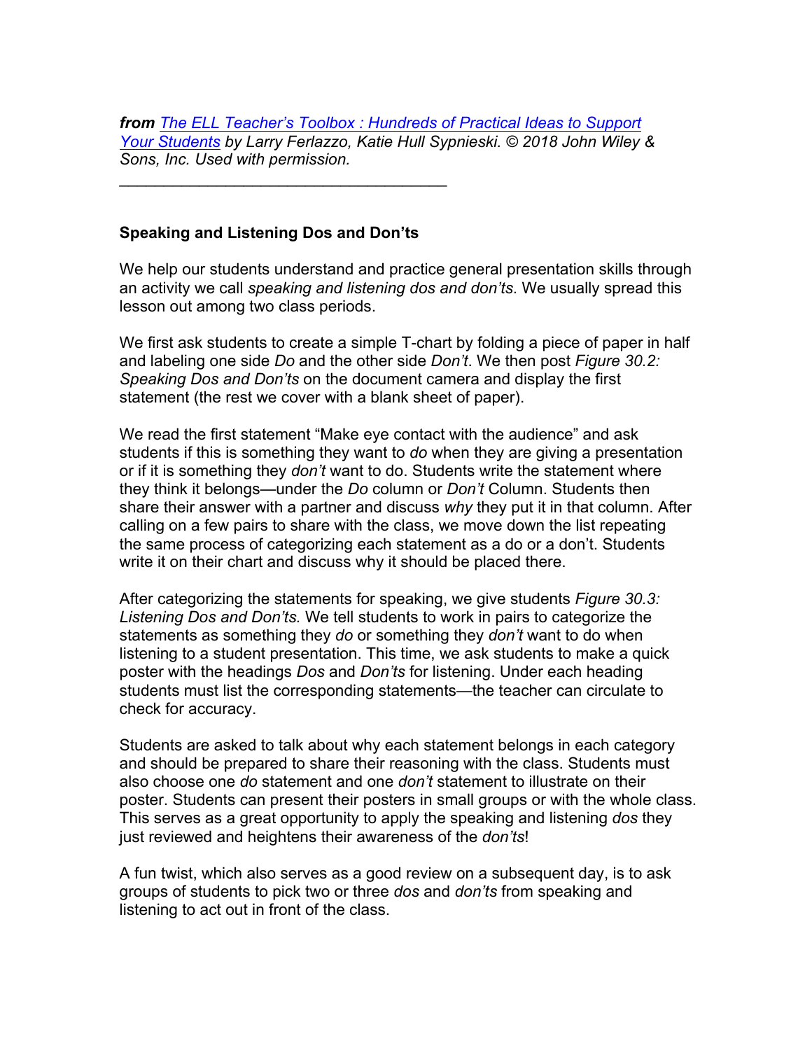***from** [The ELL Teacher's Toolbox : Hundreds of Practical Ideas to Support Your Students](#) by Larry Ferlazzo, Katie Hull Sypnieski. © 2018 John Wiley & Sons, Inc. Used with permission.*

---

**Speaking and Listening Dos and Don'ts**

We help our students understand and practice general presentation skills through an activity we call *speaking and listening dos and don'ts*. We usually spread this lesson out among two class periods.

We first ask students to create a simple T-chart by folding a piece of paper in half and labeling one side *Do* and the other side *Don't*. We then post *Figure 30.2: Speaking Dos and Don'ts* on the document camera and display the first statement (the rest we cover with a blank sheet of paper).

We read the first statement "Make eye contact with the audience" and ask students if this is something they want to *do* when they are giving a presentation or if it is something they *don't* want to do. Students write the statement where they think it belongs—under the *Do* column or *Don't* Column. Students then share their answer with a partner and discuss *why* they put it in that column. After calling on a few pairs to share with the class, we move down the list repeating the same process of categorizing each statement as a do or a don't. Students write it on their chart and discuss why it should be placed there.

After categorizing the statements for speaking, we give students *Figure 30.3: Listening Dos and Don'ts.* We tell students to work in pairs to categorize the statements as something they *do* or something they *don't* want to do when listening to a student presentation. This time, we ask students to make a quick poster with the headings *Dos* and *Don'ts* for listening. Under each heading students must list the corresponding statements—the teacher can circulate to check for accuracy.

Students are asked to talk about why each statement belongs in each category and should be prepared to share their reasoning with the class. Students must also choose one *do* statement and one *don't* statement to illustrate on their poster. Students can present their posters in small groups or with the whole class. This serves as a great opportunity to apply the speaking and listening *dos* they just reviewed and heightens their awareness of the *don'ts*!

A fun twist, which also serves as a good review on a subsequent day, is to ask groups of students to pick two or three *dos* and *don'ts* from speaking and listening to act out in front of the class.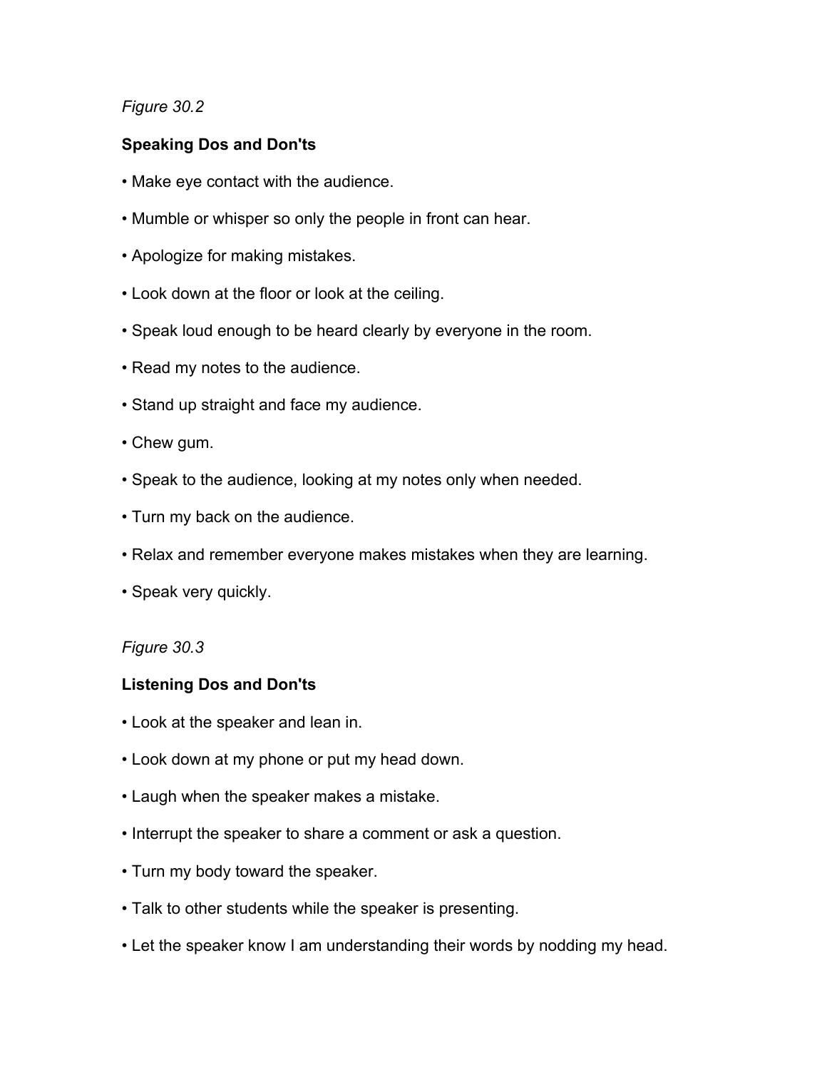*Figure 30.2*

**Speaking Dos and Don'ts**

- Make eye contact with the audience.
- Mumble or whisper so only the people in front can hear.
- Apologize for making mistakes.
- Look down at the floor or look at the ceiling.
- Speak loud enough to be heard clearly by everyone in the room.
- Read my notes to the audience.
- Stand up straight and face my audience.
- Chew gum.
- Speak to the audience, looking at my notes only when needed.
- Turn my back on the audience.
- Relax and remember everyone makes mistakes when they are learning.
- Speak very quickly.

*Figure 30.3*

**Listening Dos and Don'ts**

- Look at the speaker and lean in.
- Look down at my phone or put my head down.
- Laugh when the speaker makes a mistake.
- Interrupt the speaker to share a comment or ask a question.
- Turn my body toward the speaker.
- Talk to other students while the speaker is presenting.
- Let the speaker know I am understanding their words by nodding my head.